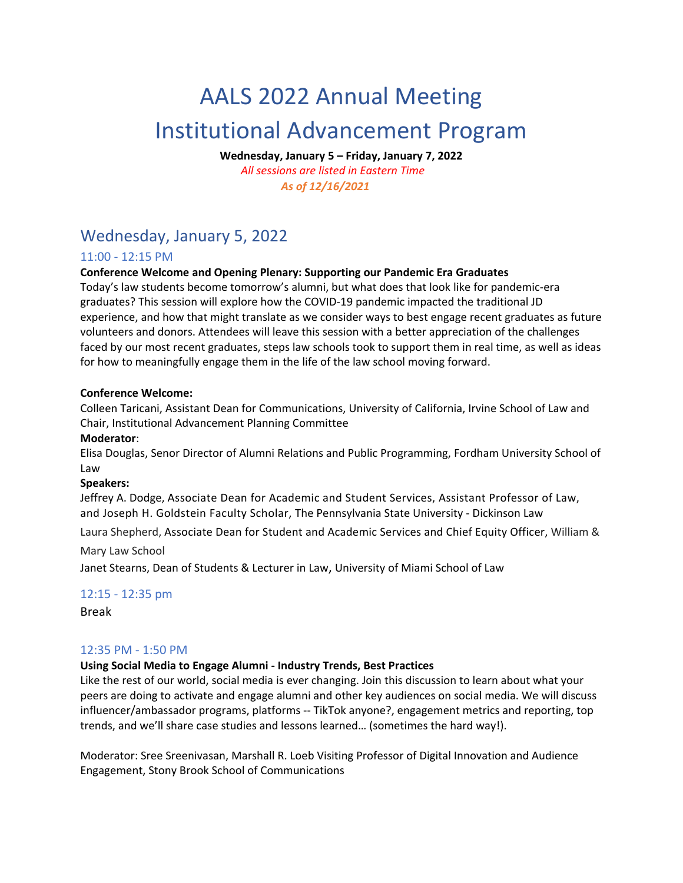# AALS 2022 Annual Meeting

# Institutional Advancement Program

**Wednesday, January 5 – Friday, January 7, 2022**

*All sessions are listed in Eastern Time*

*As of 12/16/2021*

## Wednesday, January 5, 2022

### 11:00 - 12:15 PM

**Conference Welcome and Opening Plenary: Supporting our Pandemic Era Graduates**

Today's law students become tomorrow's alumni, but what does that look like for pandemic-era graduates? This session will explore how the COVID-19 pandemic impacted the traditional JD experience, and how that might translate as we consider ways to best engage recent graduates as future volunteers and donors. Attendees will leave this session with a better appreciation of the challenges faced by our most recent graduates, steps law schools took to support them in real time, as well as ideas for how to meaningfully engage them in the life of the law school moving forward.

**Conference Welcome:**

Colleen Taricani, Assistant Dean for Communications, University of California, Irvine School of Law and Chair, Institutional Advancement Planning Committee

**Moderator**:

Elisa Douglas, Senor Director of Alumni Relations and Public Programming, Fordham University School of Law

**Speakers:**

Jeffrey A. Dodge, Associate Dean for Academic and Student Services, Assistant Professor of Law, and Joseph H. Goldstein Faculty Scholar, The Pennsylvania State University - Dickinson Law

Laura Shepherd, Associate Dean for Student and Academic Services and Chief Equity Officer, William & Mary Law School

Janet Stearns, Dean of Students & Lecturer in Law, University of Miami School of Law

### 12:15 - 12:35 pm

Break

### 12:35 PM - 1:50 PM

**Using Social Media to Engage Alumni - Industry Trends, Best Practices**

Like the rest of our world, social media is ever changing. Join this discussion to learn about what your peers are doing to activate and engage alumni and other key audiences on social media. We will discuss influencer/ambassador programs, platforms -- TikTok anyone?, engagement metrics and reporting, top trends, and we'll share case studies and lessons learned… (sometimes the hard way!).

Moderator: Sree Sreenivasan, Marshall R. Loeb Visiting Professor of Digital Innovation and Audience Engagement, Stony Brook School of Communications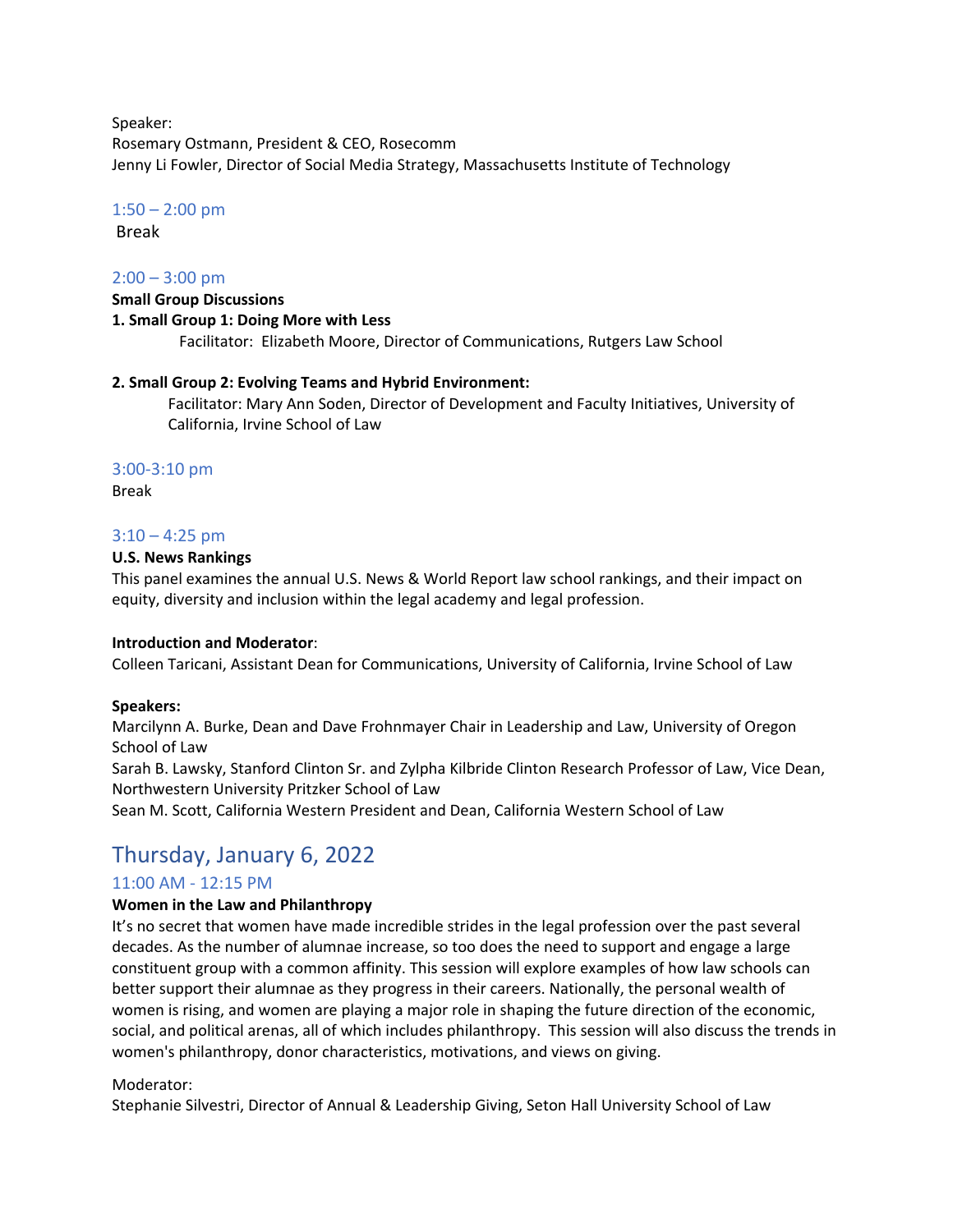Speaker:
Rosemary Ostmann, President & CEO, Rosecomm
Jenny Li Fowler, Director of Social Media Strategy, Massachusetts Institute of Technology

1:50 – 2:00 pm
Break

2:00 – 3:00 pm
**Small Group Discussions**
**1. Small Group 1: Doing More with Less**
Facilitator: Elizabeth Moore, Director of Communications, Rutgers Law School

**2. Small Group 2: Evolving Teams and Hybrid Environment:**
Facilitator: Mary Ann Soden, Director of Development and Faculty Initiatives, University of California, Irvine School of Law

3:00-3:10 pm
Break

3:10 – 4:25 pm
**U.S. News Rankings**
This panel examines the annual U.S. News & World Report law school rankings, and their impact on equity, diversity and inclusion within the legal academy and legal profession.

**Introduction and Moderator**:
Colleen Taricani, Assistant Dean for Communications, University of California, Irvine School of Law

**Speakers:**
Marcilynn A. Burke, Dean and Dave Frohnmayer Chair in Leadership and Law, University of Oregon School of Law
Sarah B. Lawsky, Stanford Clinton Sr. and Zylpha Kilbride Clinton Research Professor of Law, Vice Dean, Northwestern University Pritzker School of Law
Sean M. Scott, California Western President and Dean, California Western School of Law

## Thursday, January 6, 2022

### 11:00 AM - 12:15 PM

**Women in the Law and Philanthropy**
It's no secret that women have made incredible strides in the legal profession over the past several decades. As the number of alumnae increase, so too does the need to support and engage a large constituent group with a common affinity. This session will explore examples of how law schools can better support their alumnae as they progress in their careers. Nationally, the personal wealth of women is rising, and women are playing a major role in shaping the future direction of the economic, social, and political arenas, all of which includes philanthropy. This session will also discuss the trends in women's philanthropy, donor characteristics, motivations, and views on giving.

Moderator:
Stephanie Silvestri, Director of Annual & Leadership Giving, Seton Hall University School of Law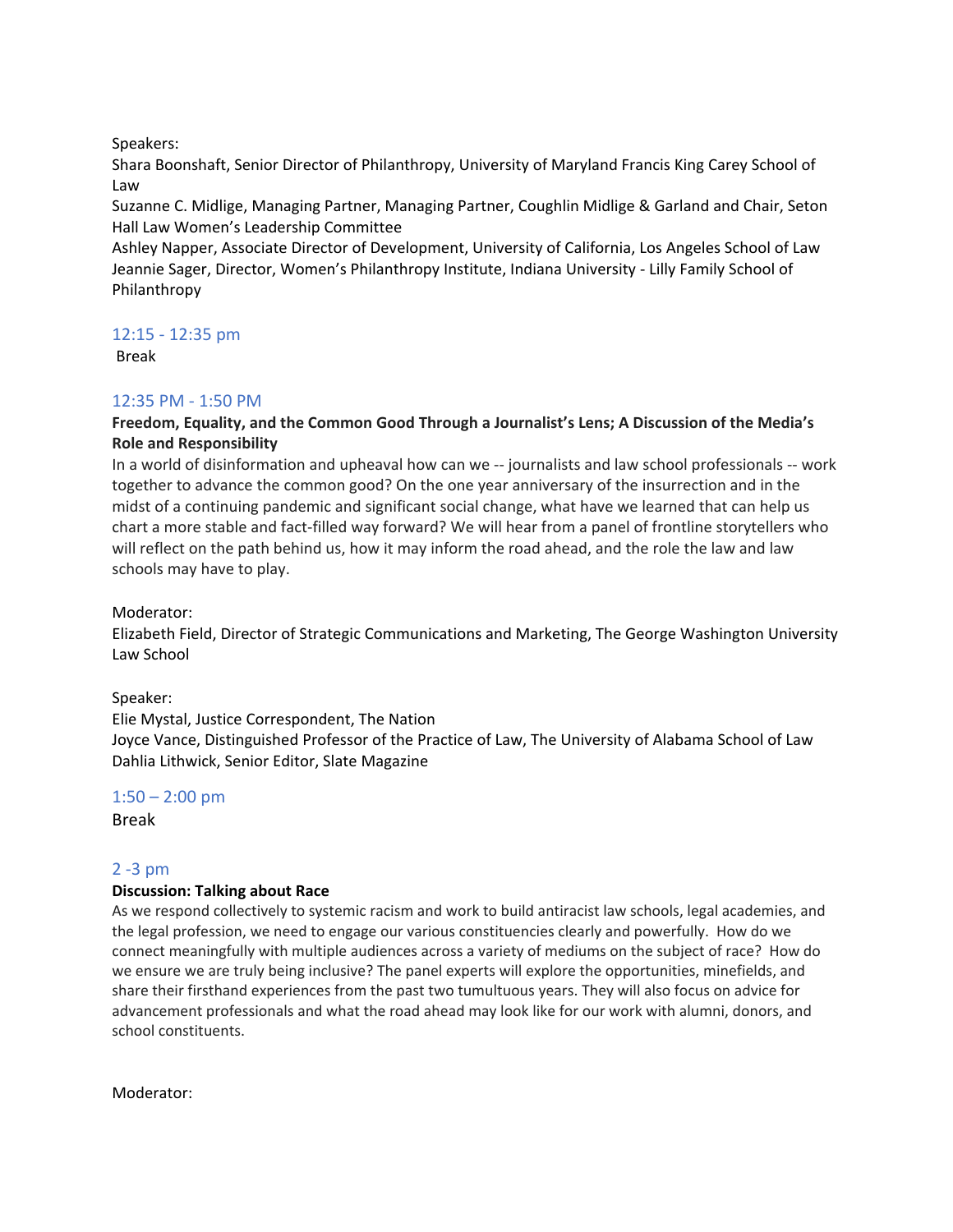Speakers:
Shara Boonshaft, Senior Director of Philanthropy, University of Maryland Francis King Carey School of Law
Suzanne C. Midlige, Managing Partner, Managing Partner, Coughlin Midlige & Garland and Chair, Seton Hall Law Women's Leadership Committee
Ashley Napper, Associate Director of Development, University of California, Los Angeles School of Law
Jeannie Sager, Director, Women's Philanthropy Institute, Indiana University - Lilly Family School of Philanthropy

12:15 - 12:35 pm
Break

12:35 PM - 1:50 PM

**Freedom, Equality, and the Common Good Through a Journalist's Lens; A Discussion of the Media's Role and Responsibility**

In a world of disinformation and upheaval how can we -- journalists and law school professionals -- work together to advance the common good? On the one year anniversary of the insurrection and in the midst of a continuing pandemic and significant social change, what have we learned that can help us chart a more stable and fact-filled way forward? We will hear from a panel of frontline storytellers who will reflect on the path behind us, how it may inform the road ahead, and the role the law and law schools may have to play.

Moderator:
Elizabeth Field, Director of Strategic Communications and Marketing, The George Washington University Law School

Speaker:
Elie Mystal, Justice Correspondent, The Nation
Joyce Vance, Distinguished Professor of the Practice of Law, The University of Alabama School of Law
Dahlia Lithwick, Senior Editor, Slate Magazine

1:50 – 2:00 pm
Break

2 -3 pm

**Discussion: Talking about Race**

As we respond collectively to systemic racism and work to build antiracist law schools, legal academies, and the legal profession, we need to engage our various constituencies clearly and powerfully. How do we connect meaningfully with multiple audiences across a variety of mediums on the subject of race? How do we ensure we are truly being inclusive? The panel experts will explore the opportunities, minefields, and share their firsthand experiences from the past two tumultuous years. They will also focus on advice for advancement professionals and what the road ahead may look like for our work with alumni, donors, and school constituents.

Moderator: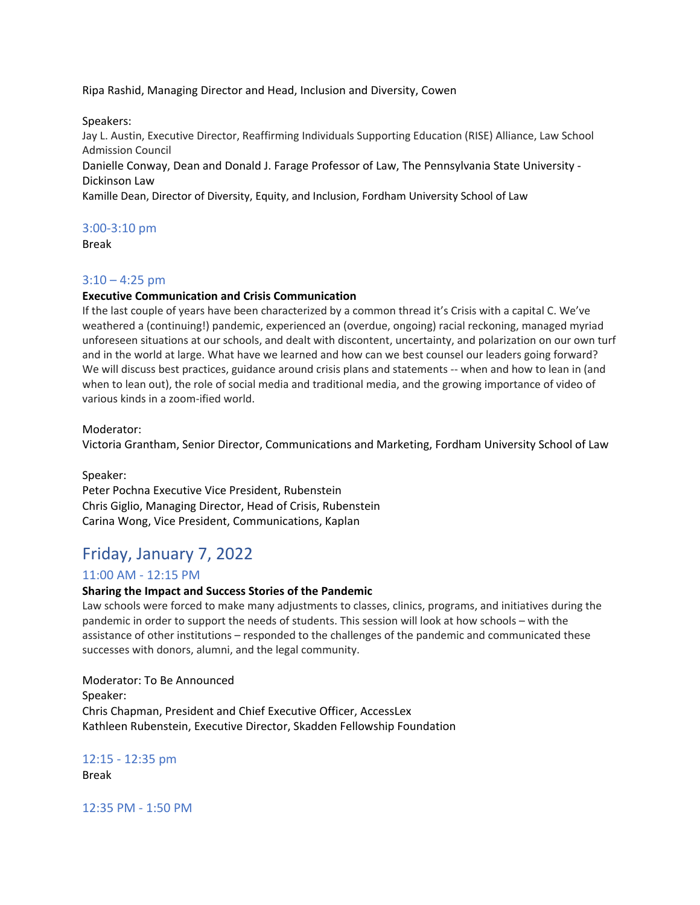Ripa Rashid, Managing Director and Head, Inclusion and Diversity, Cowen

Speakers:
Jay L. Austin, Executive Director, Reaffirming Individuals Supporting Education (RISE) Alliance, Law School Admission Council
Danielle Conway, Dean and Donald J. Farage Professor of Law, The Pennsylvania State University - Dickinson Law
Kamille Dean, Director of Diversity, Equity, and Inclusion, Fordham University School of Law

### 3:00-3:10 pm

Break

### 3:10 – 4:25 pm

**Executive Communication and Crisis Communication**

If the last couple of years have been characterized by a common thread it's Crisis with a capital C. We've weathered a (continuing!) pandemic, experienced an (overdue, ongoing) racial reckoning, managed myriad unforeseen situations at our schools, and dealt with discontent, uncertainty, and polarization on our own turf and in the world at large. What have we learned and how can we best counsel our leaders going forward? We will discuss best practices, guidance around crisis plans and statements -- when and how to lean in (and when to lean out), the role of social media and traditional media, and the growing importance of video of various kinds in a zoom-ified world.

Moderator:
Victoria Grantham, Senior Director, Communications and Marketing, Fordham University School of Law

Speaker:
Peter Pochna Executive Vice President, Rubenstein
Chris Giglio, Managing Director, Head of Crisis, Rubenstein
Carina Wong, Vice President, Communications, Kaplan

## Friday, January 7, 2022

### 11:00 AM - 12:15 PM

**Sharing the Impact and Success Stories of the Pandemic**

Law schools were forced to make many adjustments to classes, clinics, programs, and initiatives during the pandemic in order to support the needs of students. This session will look at how schools – with the assistance of other institutions – responded to the challenges of the pandemic and communicated these successes with donors, alumni, and the legal community.

Moderator: To Be Announced
Speaker:
Chris Chapman, President and Chief Executive Officer, AccessLex
Kathleen Rubenstein, Executive Director, Skadden Fellowship Foundation

### 12:15 - 12:35 pm

Break

### 12:35 PM - 1:50 PM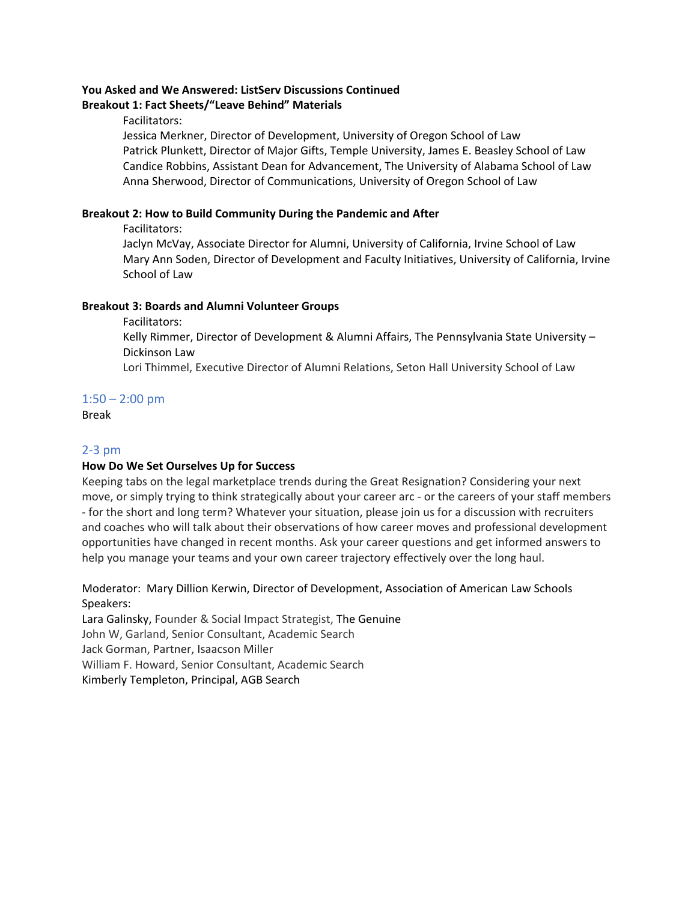**You Asked and We Answered: ListServ Discussions Continued**

**Breakout 1: Fact Sheets/"Leave Behind" Materials**

Facilitators:
Jessica Merkner, Director of Development, University of Oregon School of Law
Patrick Plunkett, Director of Major Gifts, Temple University, James E. Beasley School of Law
Candice Robbins, Assistant Dean for Advancement, The University of Alabama School of Law
Anna Sherwood, Director of Communications, University of Oregon School of Law

**Breakout 2: How to Build Community During the Pandemic and After**

Facilitators:
Jaclyn McVay, Associate Director for Alumni, University of California, Irvine School of Law
Mary Ann Soden, Director of Development and Faculty Initiatives, University of California, Irvine School of Law

**Breakout 3: Boards and Alumni Volunteer Groups**

Facilitators:
Kelly Rimmer, Director of Development & Alumni Affairs, The Pennsylvania State University – Dickinson Law
Lori Thimmel, Executive Director of Alumni Relations, Seton Hall University School of Law

1:50 – 2:00 pm

Break

2-3 pm

**How Do We Set Ourselves Up for Success**

Keeping tabs on the legal marketplace trends during the Great Resignation? Considering your next move, or simply trying to think strategically about your career arc - or the careers of your staff members - for the short and long term? Whatever your situation, please join us for a discussion with recruiters and coaches who will talk about their observations of how career moves and professional development opportunities have changed in recent months. Ask your career questions and get informed answers to help you manage your teams and your own career trajectory effectively over the long haul.

Moderator: Mary Dillion Kerwin, Director of Development, Association of American Law Schools

Speakers:
Lara Galinsky, Founder & Social Impact Strategist, The Genuine
John W, Garland, Senior Consultant, Academic Search
Jack Gorman, Partner, Isaacson Miller
William F. Howard, Senior Consultant, Academic Search
Kimberly Templeton, Principal, AGB Search